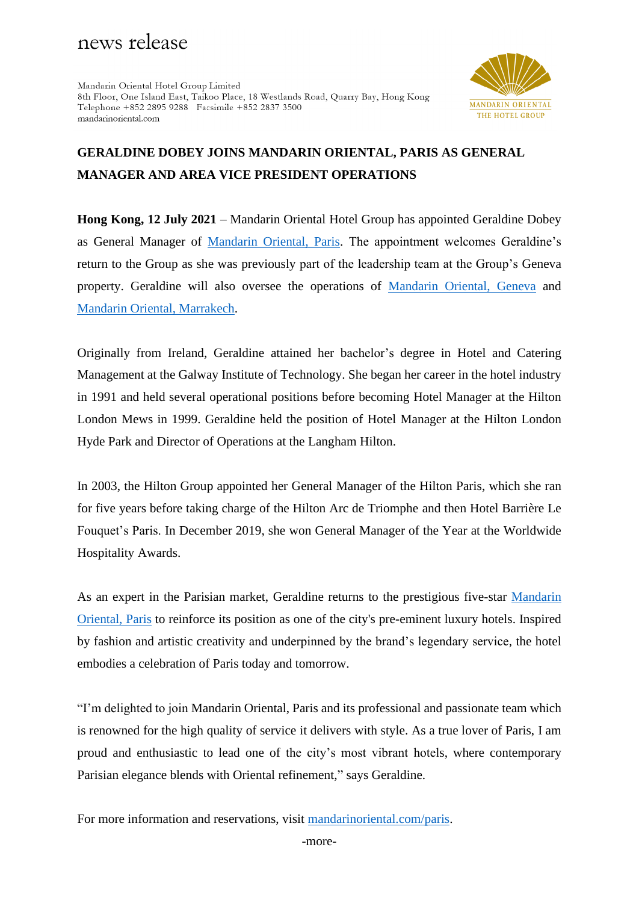news release

Mandarin Oriental Hotel Group Limited
8th Floor, One Island East, Taikoo Place, 18 Westlands Road, Quarry Bay, Hong Kong
Telephone +852 2895 9288 Facsimile +852 2837 3500
mandarinoriental.com

MANDARIN ORIENTAL
THE HOTEL GROUP

# GERALDINE DOBEY JOINS MANDARIN ORIENTAL, PARIS AS GENERAL MANAGER AND AREA VICE PRESIDENT OPERATIONS

**Hong Kong, 12 July 2021** – Mandarin Oriental Hotel Group has appointed Geraldine Dobey as General Manager of Mandarin Oriental, Paris. The appointment welcomes Geraldine's return to the Group as she was previously part of the leadership team at the Group's Geneva property. Geraldine will also oversee the operations of Mandarin Oriental, Geneva and Mandarin Oriental, Marrakech.

Originally from Ireland, Geraldine attained her bachelor's degree in Hotel and Catering Management at the Galway Institute of Technology. She began her career in the hotel industry in 1991 and held several operational positions before becoming Hotel Manager at the Hilton London Mews in 1999. Geraldine held the position of Hotel Manager at the Hilton London Hyde Park and Director of Operations at the Langham Hilton.

In 2003, the Hilton Group appointed her General Manager of the Hilton Paris, which she ran for five years before taking charge of the Hilton Arc de Triomphe and then Hotel Barrière Le Fouquet's Paris. In December 2019, she won General Manager of the Year at the Worldwide Hospitality Awards.

As an expert in the Parisian market, Geraldine returns to the prestigious five-star Mandarin Oriental, Paris to reinforce its position as one of the city's pre-eminent luxury hotels. Inspired by fashion and artistic creativity and underpinned by the brand's legendary service, the hotel embodies a celebration of Paris today and tomorrow.

"I'm delighted to join Mandarin Oriental, Paris and its professional and passionate team which is renowned for the high quality of service it delivers with style. As a true lover of Paris, I am proud and enthusiastic to lead one of the city's most vibrant hotels, where contemporary Parisian elegance blends with Oriental refinement," says Geraldine.

For more information and reservations, visit mandarinoriental.com/paris.

-more-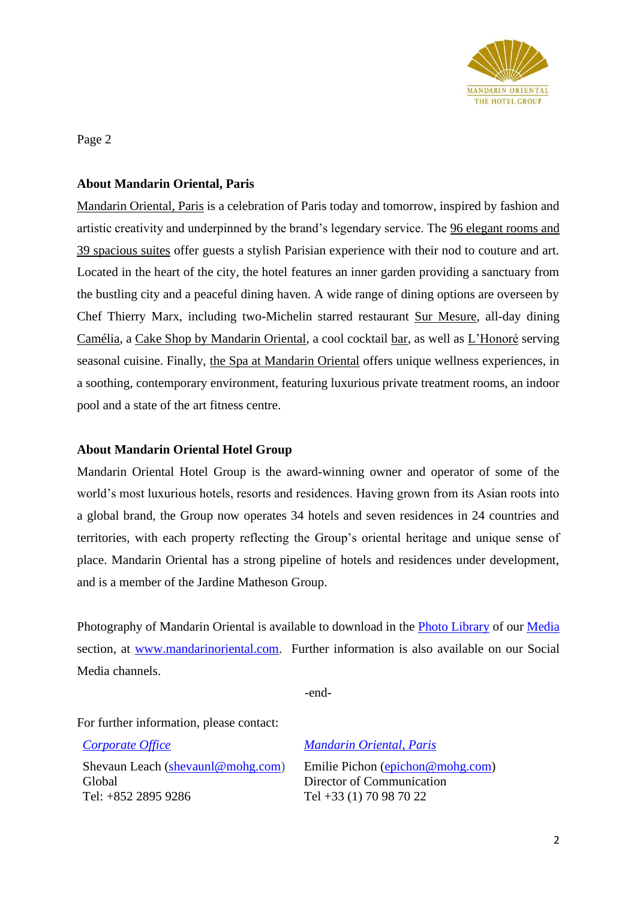Page 2

**About Mandarin Oriental, Paris**

Mandarin Oriental, Paris is a celebration of Paris today and tomorrow, inspired by fashion and artistic creativity and underpinned by the brand's legendary service. The 96 elegant rooms and 39 spacious suites offer guests a stylish Parisian experience with their nod to couture and art. Located in the heart of the city, the hotel features an inner garden providing a sanctuary from the bustling city and a peaceful dining haven. A wide range of dining options are overseen by Chef Thierry Marx, including two-Michelin starred restaurant Sur Mesure, all-day dining Camélia, a Cake Shop by Mandarin Oriental, a cool cocktail bar, as well as L'Honoré serving seasonal cuisine. Finally, the Spa at Mandarin Oriental offers unique wellness experiences, in a soothing, contemporary environment, featuring luxurious private treatment rooms, an indoor pool and a state of the art fitness centre.

**About Mandarin Oriental Hotel Group**

Mandarin Oriental Hotel Group is the award-winning owner and operator of some of the world's most luxurious hotels, resorts and residences. Having grown from its Asian roots into a global brand, the Group now operates 34 hotels and seven residences in 24 countries and territories, with each property reflecting the Group's oriental heritage and unique sense of place. Mandarin Oriental has a strong pipeline of hotels and residences under development, and is a member of the Jardine Matheson Group.

Photography of Mandarin Oriental is available to download in the Photo Library of our Media section, at www.mandarinoriental.com. Further information is also available on our Social Media channels.

-end-

For further information, please contact:

*Corporate Office*
Shevaun Leach (shevaunl@mohg.com)
Global
Tel: +852 2895 9286

*Mandarin Oriental, Paris*
Emilie Pichon (epichon@mohg.com)
Director of Communication
Tel +33 (1) 70 98 70 22